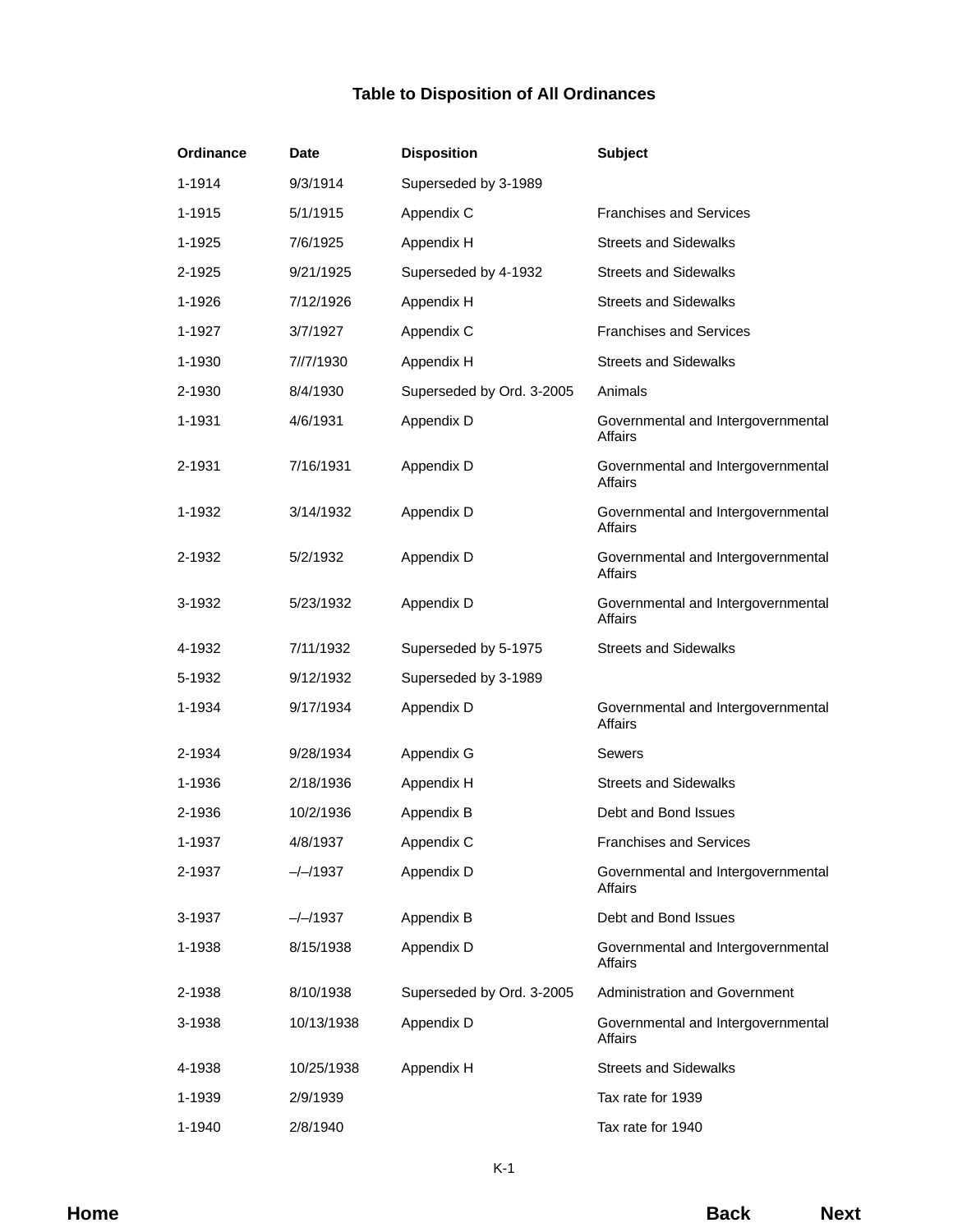# Table to Disposition of All Ordinances

| Ordinance | Date | Disposition | Subject |
|---|---|---|---|
| 1-1914 | 9/3/1914 | Superseded by 3-1989 | |
| 1-1915 | 5/1/1915 | Appendix C | Franchises and Services |
| 1-1925 | 7/6/1925 | Appendix H | Streets and Sidewalks |
| 2-1925 | 9/21/1925 | Superseded by 4-1932 | Streets and Sidewalks |
| 1-1926 | 7/12/1926 | Appendix H | Streets and Sidewalks |
| 1-1927 | 3/7/1927 | Appendix C | Franchises and Services |
| 1-1930 | 7//7/1930 | Appendix H | Streets and Sidewalks |
| 2-1930 | 8/4/1930 | Superseded by Ord. 3-2005 | Animals |
| 1-1931 | 4/6/1931 | Appendix D | Governmental and Intergovernmental Affairs |
| 2-1931 | 7/16/1931 | Appendix D | Governmental and Intergovernmental Affairs |
| 1-1932 | 3/14/1932 | Appendix D | Governmental and Intergovernmental Affairs |
| 2-1932 | 5/2/1932 | Appendix D | Governmental and Intergovernmental Affairs |
| 3-1932 | 5/23/1932 | Appendix D | Governmental and Intergovernmental Affairs |
| 4-1932 | 7/11/1932 | Superseded by 5-1975 | Streets and Sidewalks |
| 5-1932 | 9/12/1932 | Superseded by 3-1989 | |
| 1-1934 | 9/17/1934 | Appendix D | Governmental and Intergovernmental Affairs |
| 2-1934 | 9/28/1934 | Appendix G | Sewers |
| 1-1936 | 2/18/1936 | Appendix H | Streets and Sidewalks |
| 2-1936 | 10/2/1936 | Appendix B | Debt and Bond Issues |
| 1-1937 | 4/8/1937 | Appendix C | Franchises and Services |
| 2-1937 | –/–/1937 | Appendix D | Governmental and Intergovernmental Affairs |
| 3-1937 | –/–/1937 | Appendix B | Debt and Bond Issues |
| 1-1938 | 8/15/1938 | Appendix D | Governmental and Intergovernmental Affairs |
| 2-1938 | 8/10/1938 | Superseded by Ord. 3-2005 | Administration and Government |
| 3-1938 | 10/13/1938 | Appendix D | Governmental and Intergovernmental Affairs |
| 4-1938 | 10/25/1938 | Appendix H | Streets and Sidewalks |
| 1-1939 | 2/9/1939 | | Tax rate for 1939 |
| 1-1940 | 2/8/1940 | | Tax rate for 1940 |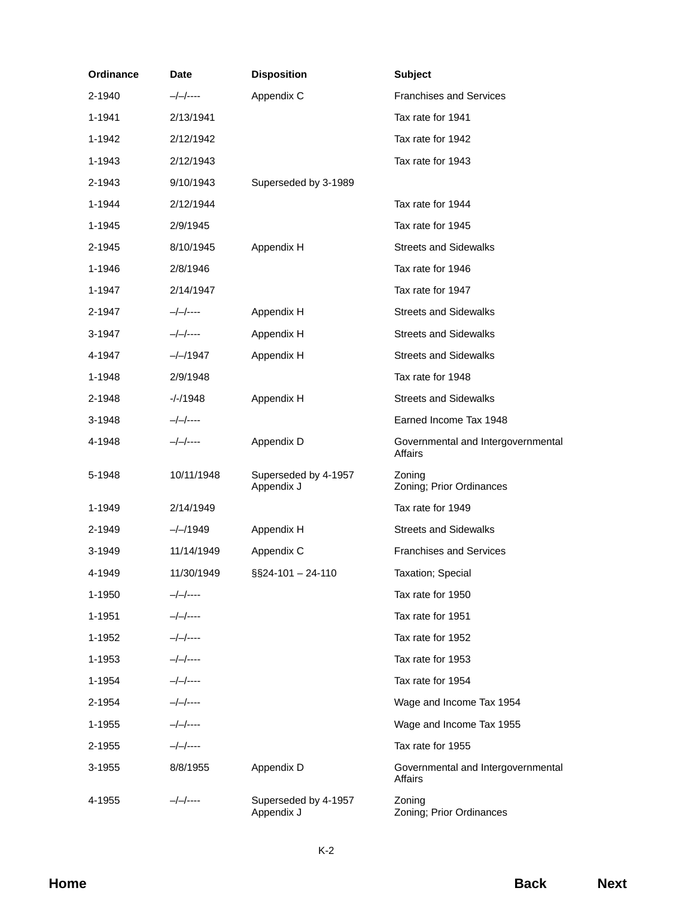| Ordinance | Date | Disposition | Subject |
| --- | --- | --- | --- |
| 2-1940 | –/–/---- | Appendix C | Franchises and Services |
| 1-1941 | 2/13/1941 | | Tax rate for 1941 |
| 1-1942 | 2/12/1942 | | Tax rate for 1942 |
| 1-1943 | 2/12/1943 | | Tax rate for 1943 |
| 2-1943 | 9/10/1943 | Superseded by 3-1989 | |
| 1-1944 | 2/12/1944 | | Tax rate for 1944 |
| 1-1945 | 2/9/1945 | | Tax rate for 1945 |
| 2-1945 | 8/10/1945 | Appendix H | Streets and Sidewalks |
| 1-1946 | 2/8/1946 | | Tax rate for 1946 |
| 1-1947 | 2/14/1947 | | Tax rate for 1947 |
| 2-1947 | –/–/---- | Appendix H | Streets and Sidewalks |
| 3-1947 | –/–/---- | Appendix H | Streets and Sidewalks |
| 4-1947 | –/–/1947 | Appendix H | Streets and Sidewalks |
| 1-1948 | 2/9/1948 | | Tax rate for 1948 |
| 2-1948 | -/-/1948 | Appendix H | Streets and Sidewalks |
| 3-1948 | –/–/---- | | Earned Income Tax 1948 |
| 4-1948 | –/–/---- | Appendix D | Governmental and Intergovernmental Affairs |
| 5-1948 | 10/11/1948 | Superseded by 4-1957<br>Appendix J | Zoning<br>Zoning; Prior Ordinances |
| 1-1949 | 2/14/1949 | | Tax rate for 1949 |
| 2-1949 | –/–/1949 | Appendix H | Streets and Sidewalks |
| 3-1949 | 11/14/1949 | Appendix C | Franchises and Services |
| 4-1949 | 11/30/1949 | §§24-101 – 24-110 | Taxation; Special |
| 1-1950 | –/–/---- | | Tax rate for 1950 |
| 1-1951 | –/–/---- | | Tax rate for 1951 |
| 1-1952 | –/–/---- | | Tax rate for 1952 |
| 1-1953 | –/–/---- | | Tax rate for 1953 |
| 1-1954 | –/–/---- | | Tax rate for 1954 |
| 2-1954 | –/–/---- | | Wage and Income Tax 1954 |
| 1-1955 | –/–/---- | | Wage and Income Tax 1955 |
| 2-1955 | –/–/---- | | Tax rate for 1955 |
| 3-1955 | 8/8/1955 | Appendix D | Governmental and Intergovernmental Affairs |
| 4-1955 | –/–/---- | Superseded by 4-1957<br>Appendix J | Zoning<br>Zoning; Prior Ordinances |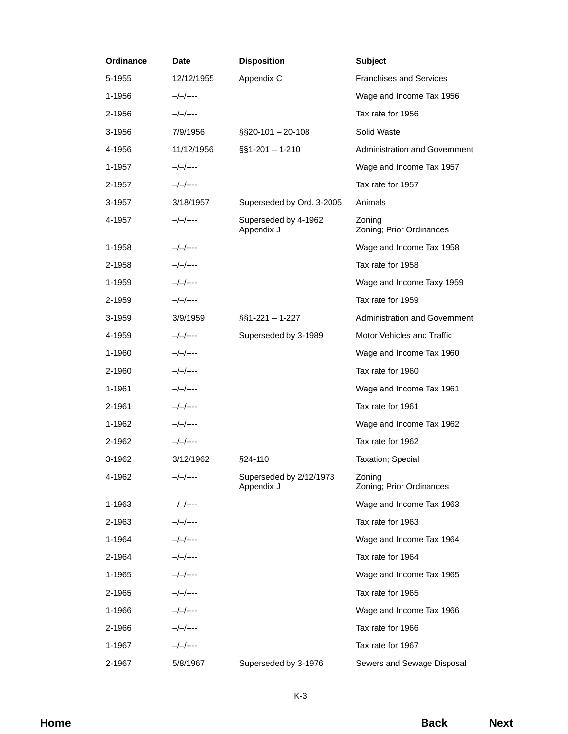| Ordinance | Date | Disposition | Subject |
|---|---|---|---|
| 5-1955 | 12/12/1955 | Appendix C | Franchises and Services |
| 1-1956 | –/–/---- | | Wage and Income Tax 1956 |
| 2-1956 | –/–/---- | | Tax rate for 1956 |
| 3-1956 | 7/9/1956 | §§20-101 – 20-108 | Solid Waste |
| 4-1956 | 11/12/1956 | §§1-201 – 1-210 | Administration and Government |
| 1-1957 | –/–/---- | | Wage and Income Tax 1957 |
| 2-1957 | –/–/---- | | Tax rate for 1957 |
| 3-1957 | 3/18/1957 | Superseded by Ord. 3-2005 | Animals |
| 4-1957 | –/–/---- | Superseded by 4-1962<br>Appendix J | Zoning<br>Zoning; Prior Ordinances |
| 1-1958 | –/–/---- | | Wage and Income Tax 1958 |
| 2-1958 | –/–/---- | | Tax rate for 1958 |
| 1-1959 | –/–/---- | | Wage and Income Taxy 1959 |
| 2-1959 | –/–/---- | | Tax rate for 1959 |
| 3-1959 | 3/9/1959 | §§1-221 – 1-227 | Administration and Government |
| 4-1959 | –/–/---- | Superseded by 3-1989 | Motor Vehicles and Traffic |
| 1-1960 | –/–/---- | | Wage and Income Tax 1960 |
| 2-1960 | –/–/---- | | Tax rate for 1960 |
| 1-1961 | –/–/---- | | Wage and Income Tax 1961 |
| 2-1961 | –/–/---- | | Tax rate for 1961 |
| 1-1962 | –/–/---- | | Wage and Income Tax 1962 |
| 2-1962 | –/–/---- | | Tax rate for 1962 |
| 3-1962 | 3/12/1962 | §24-110 | Taxation; Special |
| 4-1962 | –/–/---- | Superseded by 2/12/1973<br>Appendix J | Zoning<br>Zoning; Prior Ordinances |
| 1-1963 | –/–/---- | | Wage and Income Tax 1963 |
| 2-1963 | –/–/---- | | Tax rate for 1963 |
| 1-1964 | –/–/---- | | Wage and Income Tax 1964 |
| 2-1964 | –/–/---- | | Tax rate for 1964 |
| 1-1965 | –/–/---- | | Wage and Income Tax 1965 |
| 2-1965 | –/–/---- | | Tax rate for 1965 |
| 1-1966 | –/–/---- | | Wage and Income Tax 1966 |
| 2-1966 | –/–/---- | | Tax rate for 1966 |
| 1-1967 | –/–/---- | | Tax rate for 1967 |
| 2-1967 | 5/8/1967 | Superseded by 3-1976 | Sewers and Sewage Disposal |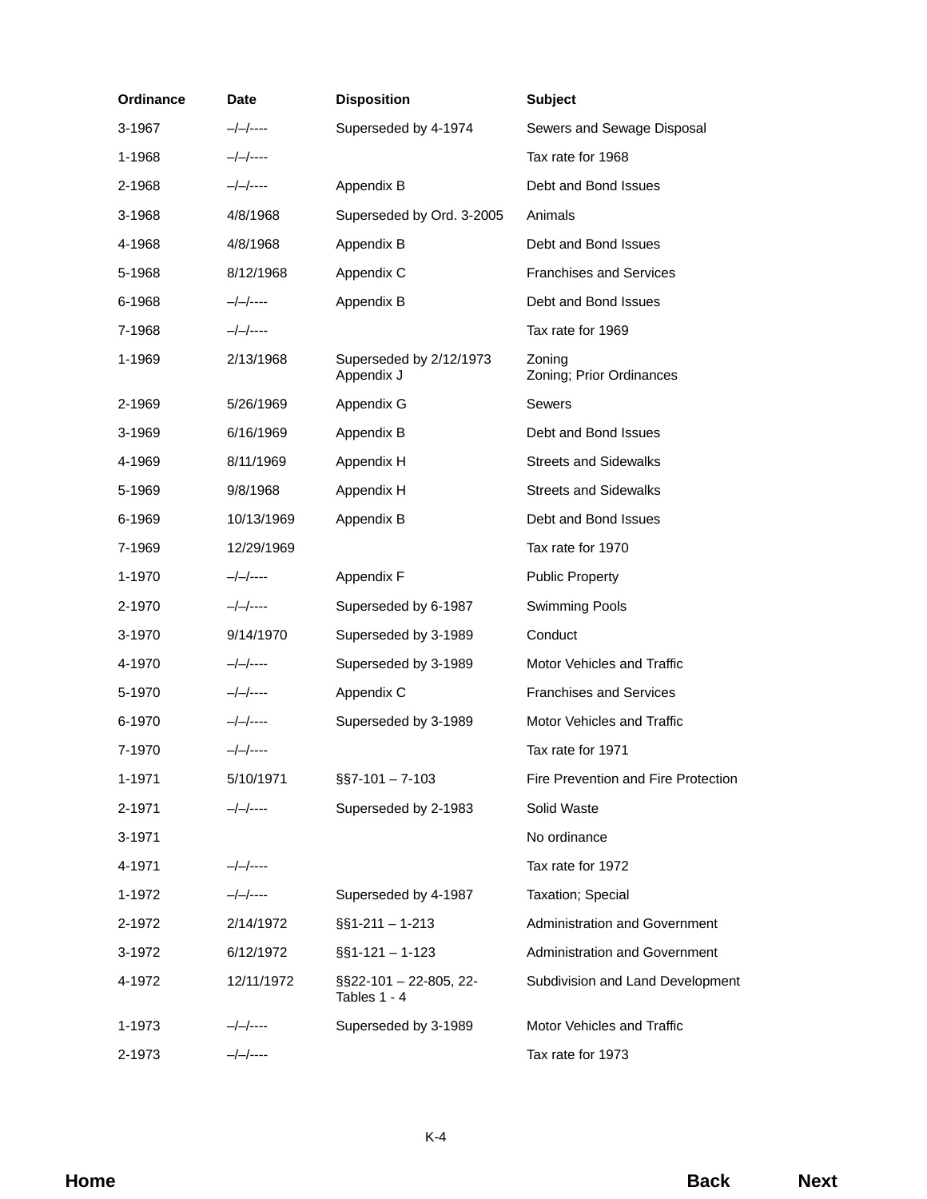| Ordinance | Date | Disposition | Subject |
|---|---|---|---|
| 3-1967 | –/–/---- | Superseded by 4-1974 | Sewers and Sewage Disposal |
| 1-1968 | –/–/---- | | Tax rate for 1968 |
| 2-1968 | –/–/---- | Appendix B | Debt and Bond Issues |
| 3-1968 | 4/8/1968 | Superseded by Ord. 3-2005 | Animals |
| 4-1968 | 4/8/1968 | Appendix B | Debt and Bond Issues |
| 5-1968 | 8/12/1968 | Appendix C | Franchises and Services |
| 6-1968 | –/–/---- | Appendix B | Debt and Bond Issues |
| 7-1968 | –/–/---- | | Tax rate for 1969 |
| 1-1969 | 2/13/1968 | Superseded by 2/12/1973<br>Appendix J | Zoning<br>Zoning; Prior Ordinances |
| 2-1969 | 5/26/1969 | Appendix G | Sewers |
| 3-1969 | 6/16/1969 | Appendix B | Debt and Bond Issues |
| 4-1969 | 8/11/1969 | Appendix H | Streets and Sidewalks |
| 5-1969 | 9/8/1968 | Appendix H | Streets and Sidewalks |
| 6-1969 | 10/13/1969 | Appendix B | Debt and Bond Issues |
| 7-1969 | 12/29/1969 | | Tax rate for 1970 |
| 1-1970 | –/–/---- | Appendix F | Public Property |
| 2-1970 | –/–/---- | Superseded by 6-1987 | Swimming Pools |
| 3-1970 | 9/14/1970 | Superseded by 3-1989 | Conduct |
| 4-1970 | –/–/---- | Superseded by 3-1989 | Motor Vehicles and Traffic |
| 5-1970 | –/–/---- | Appendix C | Franchises and Services |
| 6-1970 | –/–/---- | Superseded by 3-1989 | Motor Vehicles and Traffic |
| 7-1970 | –/–/---- | | Tax rate for 1971 |
| 1-1971 | 5/10/1971 | §§7-101 – 7-103 | Fire Prevention and Fire Protection |
| 2-1971 | –/–/---- | Superseded by 2-1983 | Solid Waste |
| 3-1971 | | | No ordinance |
| 4-1971 | –/–/---- | | Tax rate for 1972 |
| 1-1972 | –/–/---- | Superseded by 4-1987 | Taxation; Special |
| 2-1972 | 2/14/1972 | §§1-211 – 1-213 | Administration and Government |
| 3-1972 | 6/12/1972 | §§1-121 – 1-123 | Administration and Government |
| 4-1972 | 12/11/1972 | §§22-101 – 22-805, 22-Tables 1 - 4 | Subdivision and Land Development |
| 1-1973 | –/–/---- | Superseded by 3-1989 | Motor Vehicles and Traffic |
| 2-1973 | –/–/---- | | Tax rate for 1973 |

Home Back Next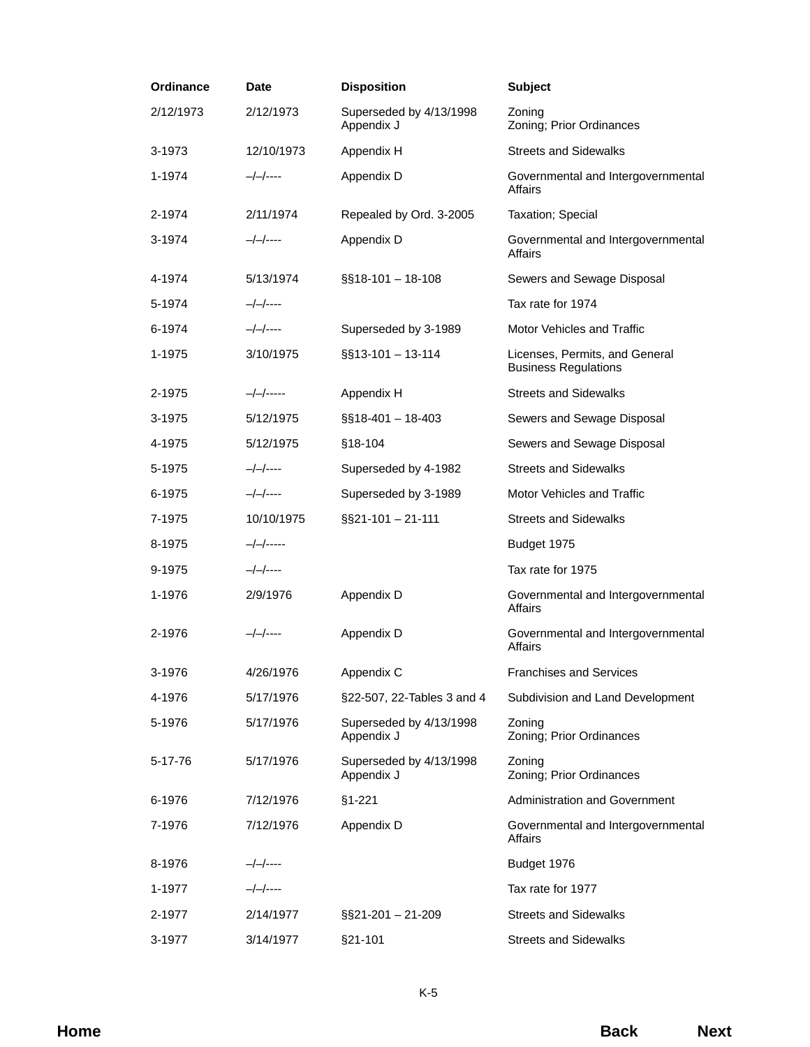| Ordinance | Date | Disposition | Subject |
|---|---|---|---|
| 2/12/1973 | 2/12/1973 | Superseded by 4/13/1998 Appendix J | Zoning Zoning; Prior Ordinances |
| 3-1973 | 12/10/1973 | Appendix H | Streets and Sidewalks |
| 1-1974 | –/–/---- | Appendix D | Governmental and Intergovernmental Affairs |
| 2-1974 | 2/11/1974 | Repealed by Ord. 3-2005 | Taxation; Special |
| 3-1974 | –/–/---- | Appendix D | Governmental and Intergovernmental Affairs |
| 4-1974 | 5/13/1974 | §§18-101 – 18-108 | Sewers and Sewage Disposal |
| 5-1974 | –/–/---- | | Tax rate for 1974 |
| 6-1974 | –/–/---- | Superseded by 3-1989 | Motor Vehicles and Traffic |
| 1-1975 | 3/10/1975 | §§13-101 – 13-114 | Licenses, Permits, and General Business Regulations |
| 2-1975 | –/–/----- | Appendix H | Streets and Sidewalks |
| 3-1975 | 5/12/1975 | §§18-401 – 18-403 | Sewers and Sewage Disposal |
| 4-1975 | 5/12/1975 | §18-104 | Sewers and Sewage Disposal |
| 5-1975 | –/–/---- | Superseded by 4-1982 | Streets and Sidewalks |
| 6-1975 | –/–/---- | Superseded by 3-1989 | Motor Vehicles and Traffic |
| 7-1975 | 10/10/1975 | §§21-101 – 21-111 | Streets and Sidewalks |
| 8-1975 | –/–/----- | | Budget 1975 |
| 9-1975 | –/–/---- | | Tax rate for 1975 |
| 1-1976 | 2/9/1976 | Appendix D | Governmental and Intergovernmental Affairs |
| 2-1976 | –/–/---- | Appendix D | Governmental and Intergovernmental Affairs |
| 3-1976 | 4/26/1976 | Appendix C | Franchises and Services |
| 4-1976 | 5/17/1976 | §22-507, 22-Tables 3 and 4 | Subdivision and Land Development |
| 5-1976 | 5/17/1976 | Superseded by 4/13/1998 Appendix J | Zoning Zoning; Prior Ordinances |
| 5-17-76 | 5/17/1976 | Superseded by 4/13/1998 Appendix J | Zoning Zoning; Prior Ordinances |
| 6-1976 | 7/12/1976 | §1-221 | Administration and Government |
| 7-1976 | 7/12/1976 | Appendix D | Governmental and Intergovernmental Affairs |
| 8-1976 | –/–/---- | | Budget 1976 |
| 1-1977 | –/–/---- | | Tax rate for 1977 |
| 2-1977 | 2/14/1977 | §§21-201 – 21-209 | Streets and Sidewalks |
| 3-1977 | 3/14/1977 | §21-101 | Streets and Sidewalks |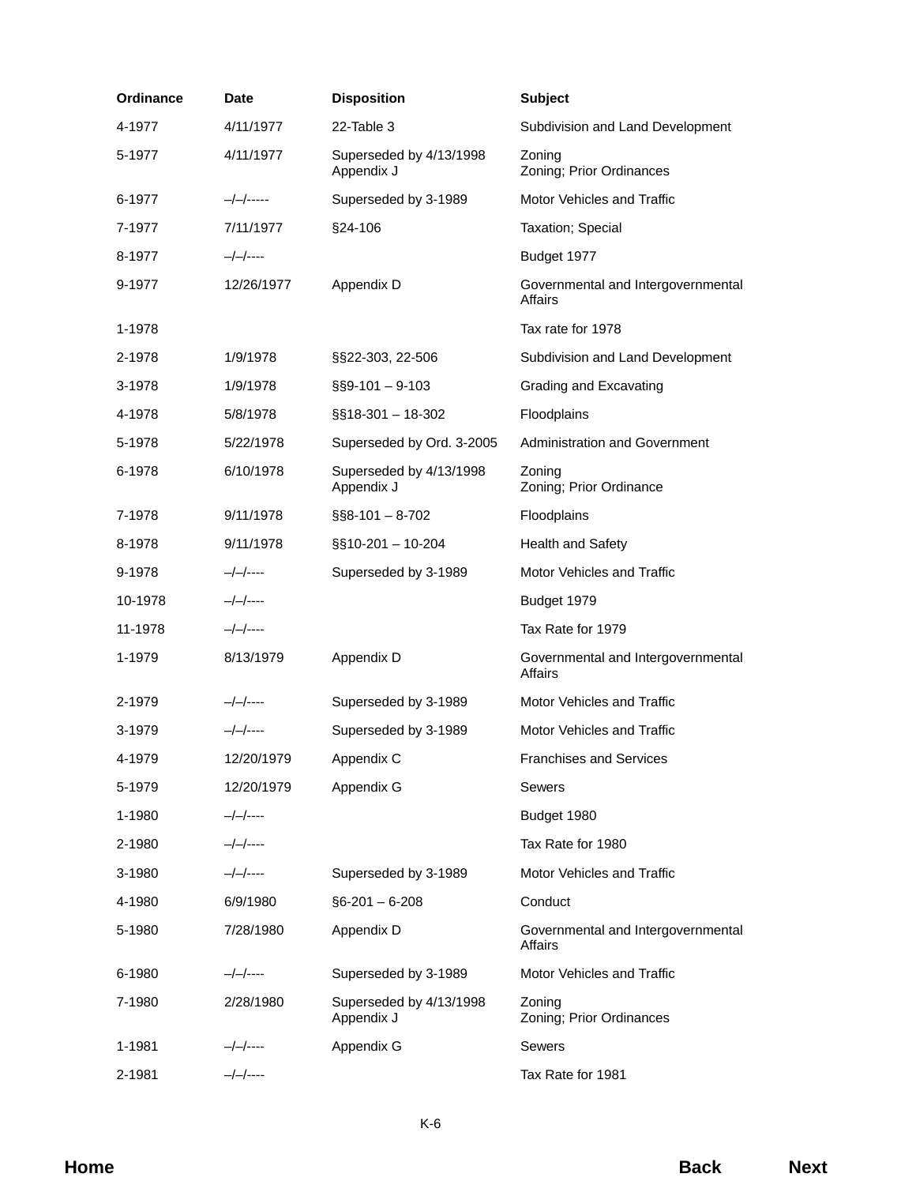| Ordinance | Date | Disposition | Subject |
|---|---|---|---|
| 4-1977 | 4/11/1977 | 22-Table 3 | Subdivision and Land Development |
| 5-1977 | 4/11/1977 | Superseded by 4/13/1998 Appendix J | Zoning Zoning; Prior Ordinances |
| 6-1977 | –/–/----- | Superseded by 3-1989 | Motor Vehicles and Traffic |
| 7-1977 | 7/11/1977 | §24-106 | Taxation; Special |
| 8-1977 | –/–/---- | | Budget 1977 |
| 9-1977 | 12/26/1977 | Appendix D | Governmental and Intergovernmental Affairs |
| 1-1978 | | | Tax rate for 1978 |
| 2-1978 | 1/9/1978 | §§22-303, 22-506 | Subdivision and Land Development |
| 3-1978 | 1/9/1978 | §§9-101 – 9-103 | Grading and Excavating |
| 4-1978 | 5/8/1978 | §§18-301 – 18-302 | Floodplains |
| 5-1978 | 5/22/1978 | Superseded by Ord. 3-2005 | Administration and Government |
| 6-1978 | 6/10/1978 | Superseded by 4/13/1998 Appendix J | Zoning Zoning; Prior Ordinance |
| 7-1978 | 9/11/1978 | §§8-101 – 8-702 | Floodplains |
| 8-1978 | 9/11/1978 | §§10-201 – 10-204 | Health and Safety |
| 9-1978 | –/–/---- | Superseded by 3-1989 | Motor Vehicles and Traffic |
| 10-1978 | –/–/---- | | Budget 1979 |
| 11-1978 | –/–/---- | | Tax Rate for 1979 |
| 1-1979 | 8/13/1979 | Appendix D | Governmental and Intergovernmental Affairs |
| 2-1979 | –/–/---- | Superseded by 3-1989 | Motor Vehicles and Traffic |
| 3-1979 | –/–/---- | Superseded by 3-1989 | Motor Vehicles and Traffic |
| 4-1979 | 12/20/1979 | Appendix C | Franchises and Services |
| 5-1979 | 12/20/1979 | Appendix G | Sewers |
| 1-1980 | –/–/---- | | Budget 1980 |
| 2-1980 | –/–/---- | | Tax Rate for 1980 |
| 3-1980 | –/–/---- | Superseded by 3-1989 | Motor Vehicles and Traffic |
| 4-1980 | 6/9/1980 | §6-201 – 6-208 | Conduct |
| 5-1980 | 7/28/1980 | Appendix D | Governmental and Intergovernmental Affairs |
| 6-1980 | –/–/---- | Superseded by 3-1989 | Motor Vehicles and Traffic |
| 7-1980 | 2/28/1980 | Superseded by 4/13/1998 Appendix J | Zoning Zoning; Prior Ordinances |
| 1-1981 | –/–/---- | Appendix G | Sewers |
| 2-1981 | –/–/---- | | Tax Rate for 1981 |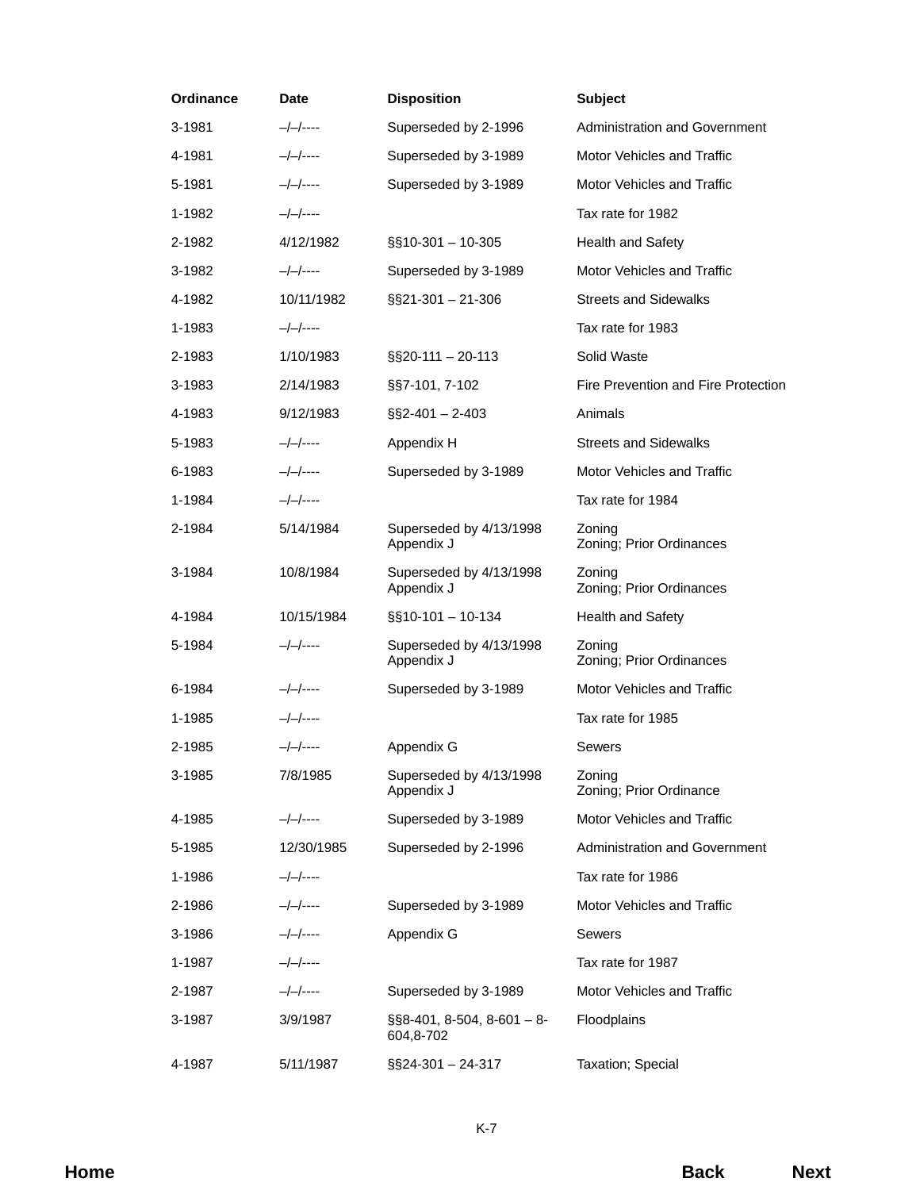| Ordinance | Date | Disposition | Subject |
| --- | --- | --- | --- |
| 3-1981 | –/–/---- | Superseded by 2-1996 | Administration and Government |
| 4-1981 | –/–/---- | Superseded by 3-1989 | Motor Vehicles and Traffic |
| 5-1981 | –/–/---- | Superseded by 3-1989 | Motor Vehicles and Traffic |
| 1-1982 | –/–/---- | | Tax rate for 1982 |
| 2-1982 | 4/12/1982 | §§10-301 – 10-305 | Health and Safety |
| 3-1982 | –/–/---- | Superseded by 3-1989 | Motor Vehicles and Traffic |
| 4-1982 | 10/11/1982 | §§21-301 – 21-306 | Streets and Sidewalks |
| 1-1983 | –/–/---- | | Tax rate for 1983 |
| 2-1983 | 1/10/1983 | §§20-111 – 20-113 | Solid Waste |
| 3-1983 | 2/14/1983 | §§7-101, 7-102 | Fire Prevention and Fire Protection |
| 4-1983 | 9/12/1983 | §§2-401 – 2-403 | Animals |
| 5-1983 | –/–/---- | Appendix H | Streets and Sidewalks |
| 6-1983 | –/–/---- | Superseded by 3-1989 | Motor Vehicles and Traffic |
| 1-1984 | –/–/---- | | Tax rate for 1984 |
| 2-1984 | 5/14/1984 | Superseded by 4/13/1998<br>Appendix J | Zoning<br>Zoning; Prior Ordinances |
| 3-1984 | 10/8/1984 | Superseded by 4/13/1998<br>Appendix J | Zoning<br>Zoning; Prior Ordinances |
| 4-1984 | 10/15/1984 | §§10-101 – 10-134 | Health and Safety |
| 5-1984 | –/–/---- | Superseded by 4/13/1998<br>Appendix J | Zoning<br>Zoning; Prior Ordinances |
| 6-1984 | –/–/---- | Superseded by 3-1989 | Motor Vehicles and Traffic |
| 1-1985 | –/–/---- | | Tax rate for 1985 |
| 2-1985 | –/–/---- | Appendix G | Sewers |
| 3-1985 | 7/8/1985 | Superseded by 4/13/1998<br>Appendix J | Zoning<br>Zoning; Prior Ordinance |
| 4-1985 | –/–/---- | Superseded by 3-1989 | Motor Vehicles and Traffic |
| 5-1985 | 12/30/1985 | Superseded by 2-1996 | Administration and Government |
| 1-1986 | –/–/---- | | Tax rate for 1986 |
| 2-1986 | –/–/---- | Superseded by 3-1989 | Motor Vehicles and Traffic |
| 3-1986 | –/–/---- | Appendix G | Sewers |
| 1-1987 | –/–/---- | | Tax rate for 1987 |
| 2-1987 | –/–/---- | Superseded by 3-1989 | Motor Vehicles and Traffic |
| 3-1987 | 3/9/1987 | §§8-401, 8-504, 8-601 – 8-604,8-702 | Floodplains |
| 4-1987 | 5/11/1987 | §§24-301 – 24-317 | Taxation; Special |

**Home** **Back** **Next**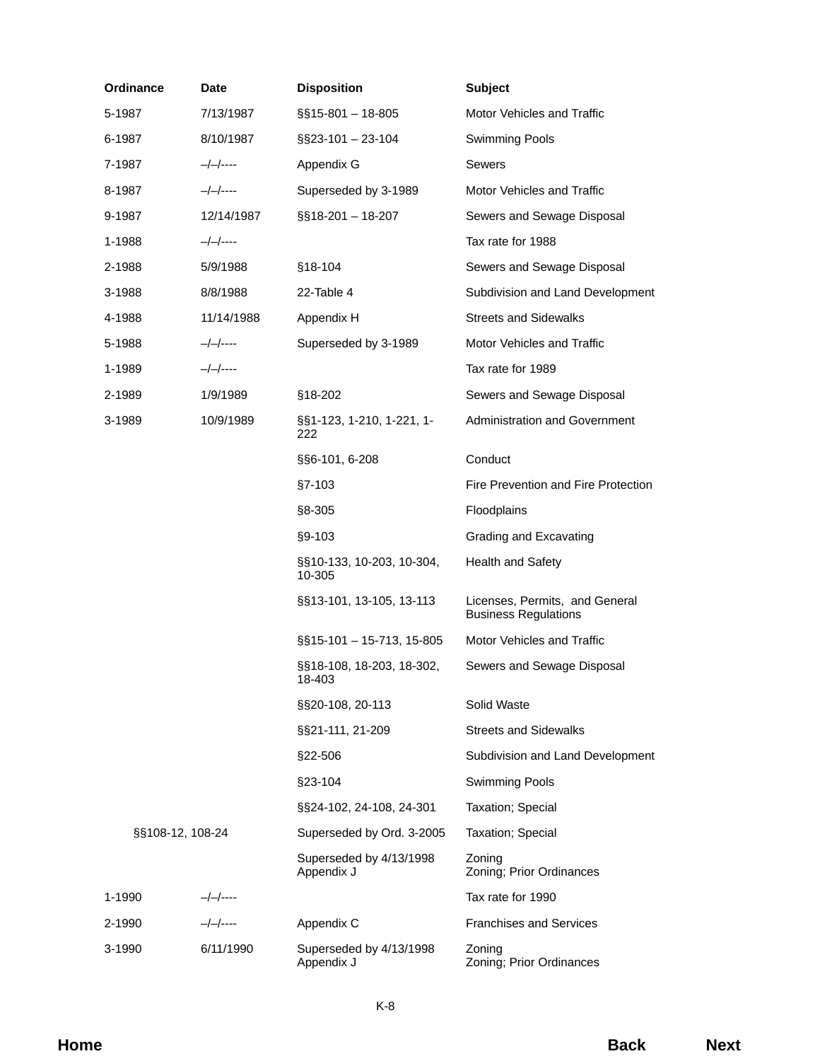| Ordinance | Date | Disposition | Subject |
|---|---|---|---|
| 5-1987 | 7/13/1987 | §§15-801 – 18-805 | Motor Vehicles and Traffic |
| 6-1987 | 8/10/1987 | §§23-101 – 23-104 | Swimming Pools |
| 7-1987 | –/–/---- | Appendix G | Sewers |
| 8-1987 | –/–/---- | Superseded by 3-1989 | Motor Vehicles and Traffic |
| 9-1987 | 12/14/1987 | §§18-201 – 18-207 | Sewers and Sewage Disposal |
| 1-1988 | –/–/---- | | Tax rate for 1988 |
| 2-1988 | 5/9/1988 | §18-104 | Sewers and Sewage Disposal |
| 3-1988 | 8/8/1988 | 22-Table 4 | Subdivision and Land Development |
| 4-1988 | 11/14/1988 | Appendix H | Streets and Sidewalks |
| 5-1988 | –/–/---- | Superseded by 3-1989 | Motor Vehicles and Traffic |
| 1-1989 | –/–/---- | | Tax rate for 1989 |
| 2-1989 | 1/9/1989 | §18-202 | Sewers and Sewage Disposal |
| 3-1989 | 10/9/1989 | §§1-123, 1-210, 1-221, 1-222 | Administration and Government |
| | | §§6-101, 6-208 | Conduct |
| | | §7-103 | Fire Prevention and Fire Protection |
| | | §8-305 | Floodplains |
| | | §9-103 | Grading and Excavating |
| | | §§10-133, 10-203, 10-304, 10-305 | Health and Safety |
| | | §§13-101, 13-105, 13-113 | Licenses, Permits, and General Business Regulations |
| | | §§15-101 – 15-713, 15-805 | Motor Vehicles and Traffic |
| | | §§18-108, 18-203, 18-302, 18-403 | Sewers and Sewage Disposal |
| | | §§20-108, 20-113 | Solid Waste |
| | | §§21-111, 21-209 | Streets and Sidewalks |
| | | §22-506 | Subdivision and Land Development |
| | | §23-104 | Swimming Pools |
| | | §§24-102, 24-108, 24-301 | Taxation; Special |
| §§108-12, 108-24 | | Superseded by Ord. 3-2005 | Taxation; Special |
| | | Superseded by 4/13/1998 Appendix J | Zoning Zoning; Prior Ordinances |
| 1-1990 | –/–/---- | | Tax rate for 1990 |
| 2-1990 | –/–/---- | Appendix C | Franchises and Services |
| 3-1990 | 6/11/1990 | Superseded by 4/13/1998 Appendix J | Zoning Zoning; Prior Ordinances |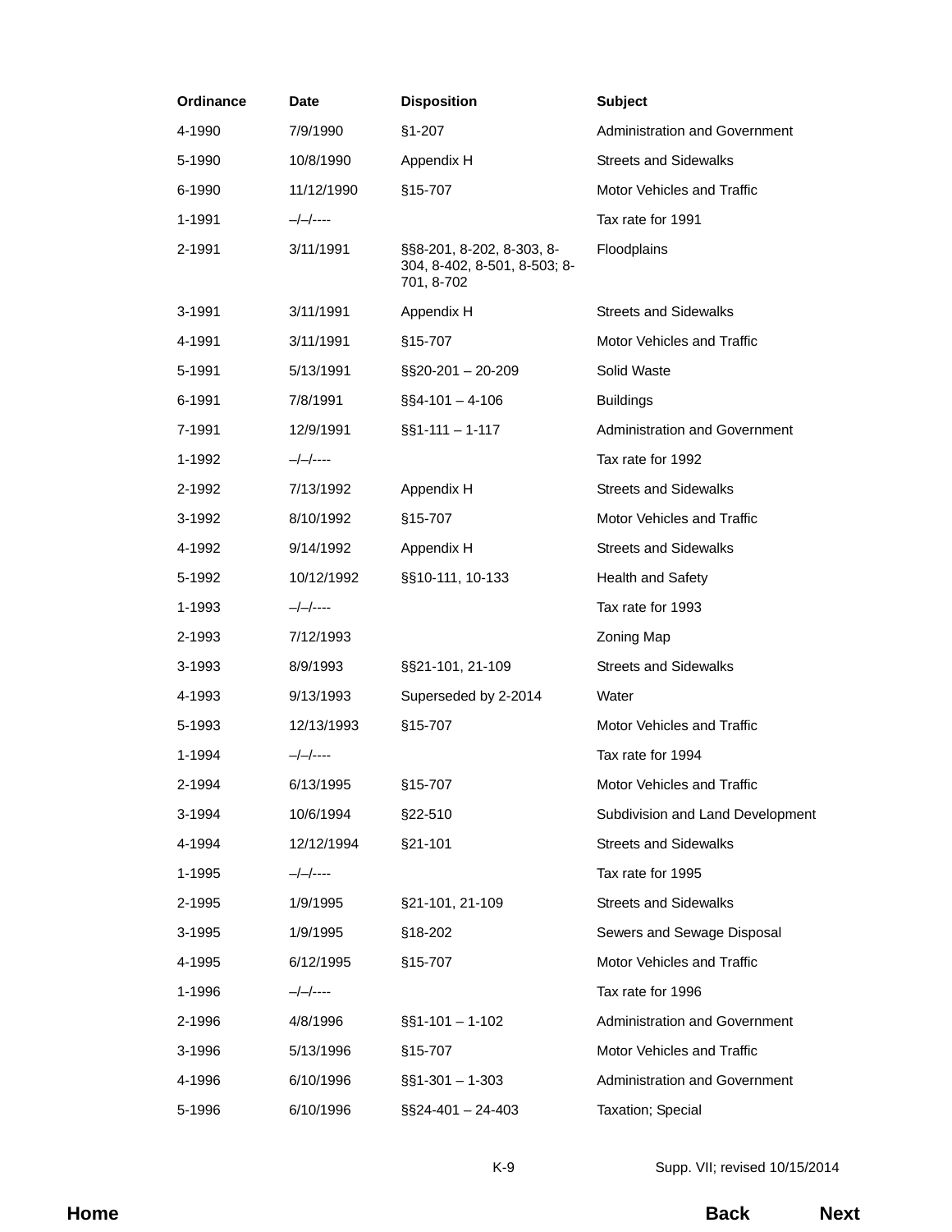| Ordinance | Date | Disposition | Subject |
|---|---|---|---|
| 4-1990 | 7/9/1990 | §1-207 | Administration and Government |
| 5-1990 | 10/8/1990 | Appendix H | Streets and Sidewalks |
| 6-1990 | 11/12/1990 | §15-707 | Motor Vehicles and Traffic |
| 1-1991 | –/–/---- | | Tax rate for 1991 |
| 2-1991 | 3/11/1991 | §§8-201, 8-202, 8-303, 8-304, 8-402, 8-501, 8-503; 8-701, 8-702 | Floodplains |
| 3-1991 | 3/11/1991 | Appendix H | Streets and Sidewalks |
| 4-1991 | 3/11/1991 | §15-707 | Motor Vehicles and Traffic |
| 5-1991 | 5/13/1991 | §§20-201 – 20-209 | Solid Waste |
| 6-1991 | 7/8/1991 | §§4-101 – 4-106 | Buildings |
| 7-1991 | 12/9/1991 | §§1-111 – 1-117 | Administration and Government |
| 1-1992 | –/–/---- | | Tax rate for 1992 |
| 2-1992 | 7/13/1992 | Appendix H | Streets and Sidewalks |
| 3-1992 | 8/10/1992 | §15-707 | Motor Vehicles and Traffic |
| 4-1992 | 9/14/1992 | Appendix H | Streets and Sidewalks |
| 5-1992 | 10/12/1992 | §§10-111, 10-133 | Health and Safety |
| 1-1993 | –/–/---- | | Tax rate for 1993 |
| 2-1993 | 7/12/1993 | | Zoning Map |
| 3-1993 | 8/9/1993 | §§21-101, 21-109 | Streets and Sidewalks |
| 4-1993 | 9/13/1993 | Superseded by 2-2014 | Water |
| 5-1993 | 12/13/1993 | §15-707 | Motor Vehicles and Traffic |
| 1-1994 | –/–/---- | | Tax rate for 1994 |
| 2-1994 | 6/13/1995 | §15-707 | Motor Vehicles and Traffic |
| 3-1994 | 10/6/1994 | §22-510 | Subdivision and Land Development |
| 4-1994 | 12/12/1994 | §21-101 | Streets and Sidewalks |
| 1-1995 | –/–/---- | | Tax rate for 1995 |
| 2-1995 | 1/9/1995 | §21-101, 21-109 | Streets and Sidewalks |
| 3-1995 | 1/9/1995 | §18-202 | Sewers and Sewage Disposal |
| 4-1995 | 6/12/1995 | §15-707 | Motor Vehicles and Traffic |
| 1-1996 | –/–/---- | | Tax rate for 1996 |
| 2-1996 | 4/8/1996 | §§1-101 – 1-102 | Administration and Government |
| 3-1996 | 5/13/1996 | §15-707 | Motor Vehicles and Traffic |
| 4-1996 | 6/10/1996 | §§1-301 – 1-303 | Administration and Government |
| 5-1996 | 6/10/1996 | §§24-401 – 24-403 | Taxation; Special |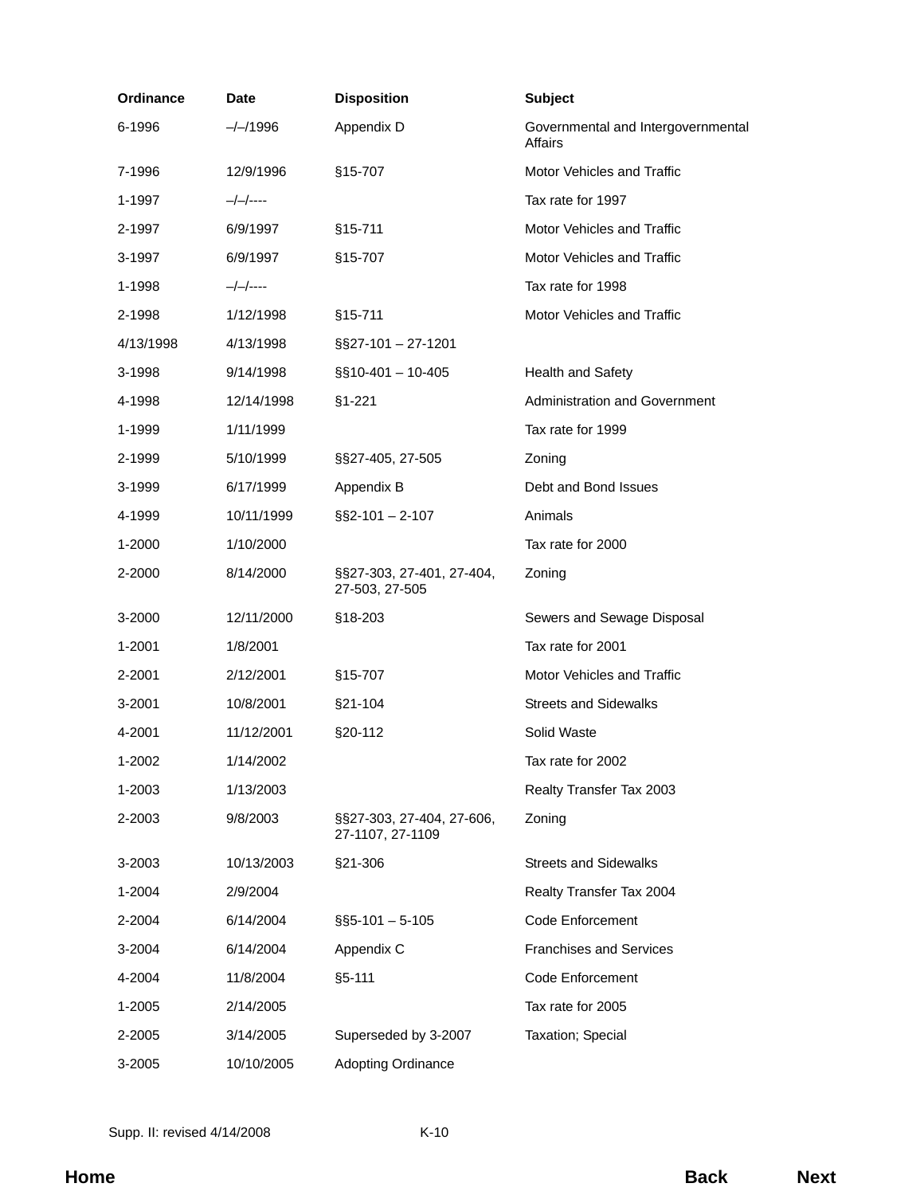| Ordinance | Date | Disposition | Subject |
|---|---|---|---|
| 6-1996 | –/–/1996 | Appendix D | Governmental and Intergovernmental Affairs |
| 7-1996 | 12/9/1996 | §15-707 | Motor Vehicles and Traffic |
| 1-1997 | –/–/---- | | Tax rate for 1997 |
| 2-1997 | 6/9/1997 | §15-711 | Motor Vehicles and Traffic |
| 3-1997 | 6/9/1997 | §15-707 | Motor Vehicles and Traffic |
| 1-1998 | –/–/---- | | Tax rate for 1998 |
| 2-1998 | 1/12/1998 | §15-711 | Motor Vehicles and Traffic |
| 4/13/1998 | 4/13/1998 | §§27-101 – 27-1201 | |
| 3-1998 | 9/14/1998 | §§10-401 – 10-405 | Health and Safety |
| 4-1998 | 12/14/1998 | §1-221 | Administration and Government |
| 1-1999 | 1/11/1999 | | Tax rate for 1999 |
| 2-1999 | 5/10/1999 | §§27-405, 27-505 | Zoning |
| 3-1999 | 6/17/1999 | Appendix B | Debt and Bond Issues |
| 4-1999 | 10/11/1999 | §§2-101 – 2-107 | Animals |
| 1-2000 | 1/10/2000 | | Tax rate for 2000 |
| 2-2000 | 8/14/2000 | §§27-303, 27-401, 27-404, 27-503, 27-505 | Zoning |
| 3-2000 | 12/11/2000 | §18-203 | Sewers and Sewage Disposal |
| 1-2001 | 1/8/2001 | | Tax rate for 2001 |
| 2-2001 | 2/12/2001 | §15-707 | Motor Vehicles and Traffic |
| 3-2001 | 10/8/2001 | §21-104 | Streets and Sidewalks |
| 4-2001 | 11/12/2001 | §20-112 | Solid Waste |
| 1-2002 | 1/14/2002 | | Tax rate for 2002 |
| 1-2003 | 1/13/2003 | | Realty Transfer Tax 2003 |
| 2-2003 | 9/8/2003 | §§27-303, 27-404, 27-606, 27-1107, 27-1109 | Zoning |
| 3-2003 | 10/13/2003 | §21-306 | Streets and Sidewalks |
| 1-2004 | 2/9/2004 | | Realty Transfer Tax 2004 |
| 2-2004 | 6/14/2004 | §§5-101 – 5-105 | Code Enforcement |
| 3-2004 | 6/14/2004 | Appendix C | Franchises and Services |
| 4-2004 | 11/8/2004 | §5-111 | Code Enforcement |
| 1-2005 | 2/14/2005 | | Tax rate for 2005 |
| 2-2005 | 3/14/2005 | Superseded by 3-2007 | Taxation; Special |
| 3-2005 | 10/10/2005 | Adopting Ordinance | |

Supp. II: revised 4/14/2008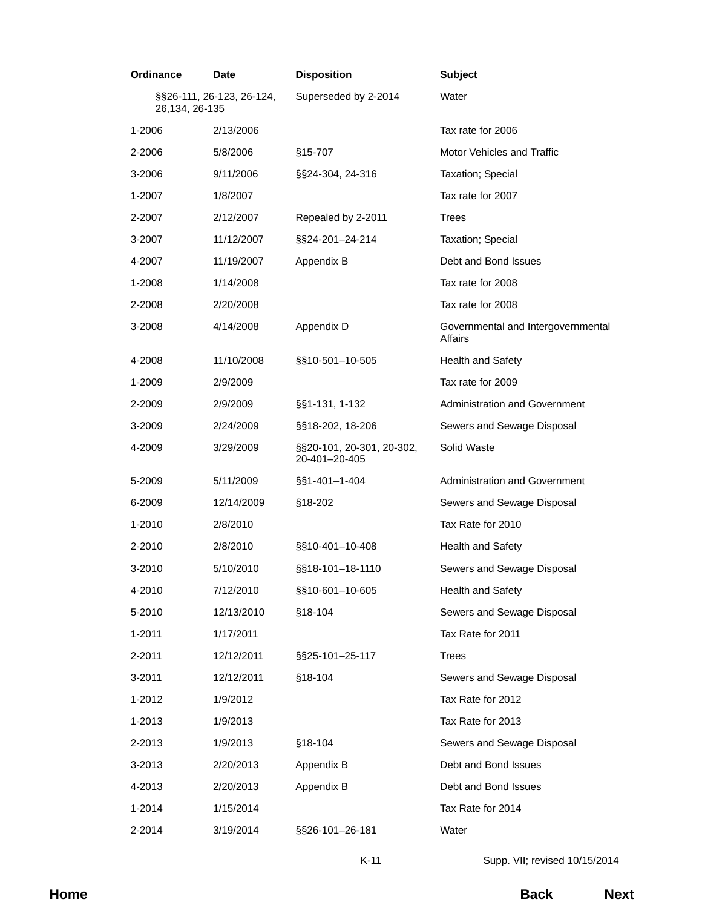| Ordinance | Date | Disposition | Subject |
|---|---|---|---|
| §§26-111, 26-123, 26-124, 26,134, 26-135 | | Superseded by 2-2014 | Water |
| 1-2006 | 2/13/2006 | | Tax rate for 2006 |
| 2-2006 | 5/8/2006 | §15-707 | Motor Vehicles and Traffic |
| 3-2006 | 9/11/2006 | §§24-304, 24-316 | Taxation; Special |
| 1-2007 | 1/8/2007 | | Tax rate for 2007 |
| 2-2007 | 2/12/2007 | Repealed by 2-2011 | Trees |
| 3-2007 | 11/12/2007 | §§24-201–24-214 | Taxation; Special |
| 4-2007 | 11/19/2007 | Appendix B | Debt and Bond Issues |
| 1-2008 | 1/14/2008 | | Tax rate for 2008 |
| 2-2008 | 2/20/2008 | | Tax rate for 2008 |
| 3-2008 | 4/14/2008 | Appendix D | Governmental and Intergovernmental Affairs |
| 4-2008 | 11/10/2008 | §§10-501–10-505 | Health and Safety |
| 1-2009 | 2/9/2009 | | Tax rate for 2009 |
| 2-2009 | 2/9/2009 | §§1-131, 1-132 | Administration and Government |
| 3-2009 | 2/24/2009 | §§18-202, 18-206 | Sewers and Sewage Disposal |
| 4-2009 | 3/29/2009 | §§20-101, 20-301, 20-302, 20-401–20-405 | Solid Waste |
| 5-2009 | 5/11/2009 | §§1-401–1-404 | Administration and Government |
| 6-2009 | 12/14/2009 | §18-202 | Sewers and Sewage Disposal |
| 1-2010 | 2/8/2010 | | Tax Rate for 2010 |
| 2-2010 | 2/8/2010 | §§10-401–10-408 | Health and Safety |
| 3-2010 | 5/10/2010 | §§18-101–18-1110 | Sewers and Sewage Disposal |
| 4-2010 | 7/12/2010 | §§10-601–10-605 | Health and Safety |
| 5-2010 | 12/13/2010 | §18-104 | Sewers and Sewage Disposal |
| 1-2011 | 1/17/2011 | | Tax Rate for 2011 |
| 2-2011 | 12/12/2011 | §§25-101–25-117 | Trees |
| 3-2011 | 12/12/2011 | §18-104 | Sewers and Sewage Disposal |
| 1-2012 | 1/9/2012 | | Tax Rate for 2012 |
| 1-2013 | 1/9/2013 | | Tax Rate for 2013 |
| 2-2013 | 1/9/2013 | §18-104 | Sewers and Sewage Disposal |
| 3-2013 | 2/20/2013 | Appendix B | Debt and Bond Issues |
| 4-2013 | 2/20/2013 | Appendix B | Debt and Bond Issues |
| 1-2014 | 1/15/2014 | | Tax Rate for 2014 |
| 2-2014 | 3/19/2014 | §§26-101–26-181 | Water |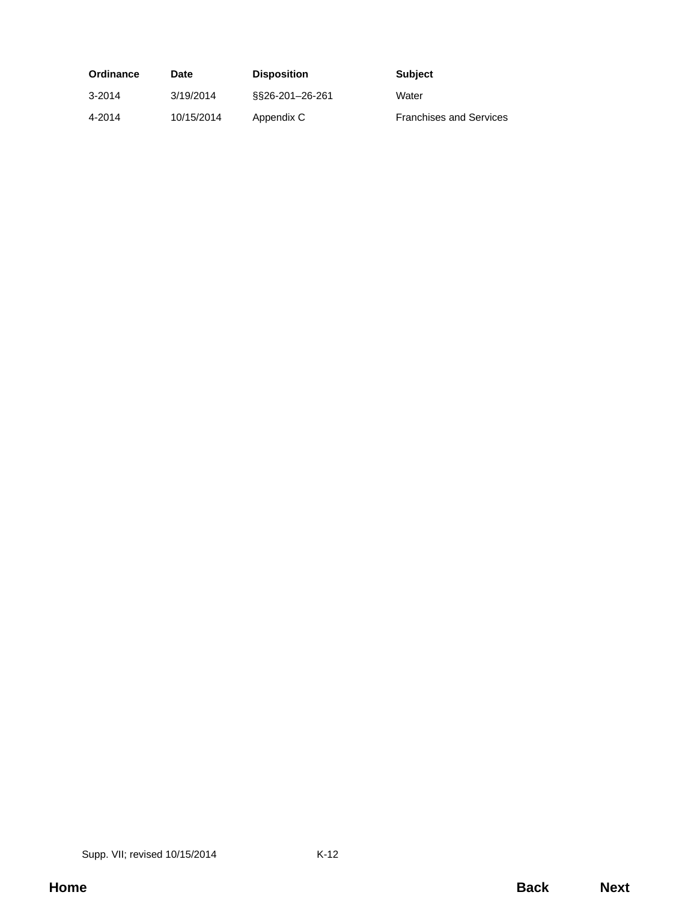| Ordinance | Date | Disposition | Subject |
|---|---|---|---|
| 3-2014 | 3/19/2014 | §§26-201–26-261 | Water |
| 4-2014 | 10/15/2014 | Appendix C | Franchises and Services |